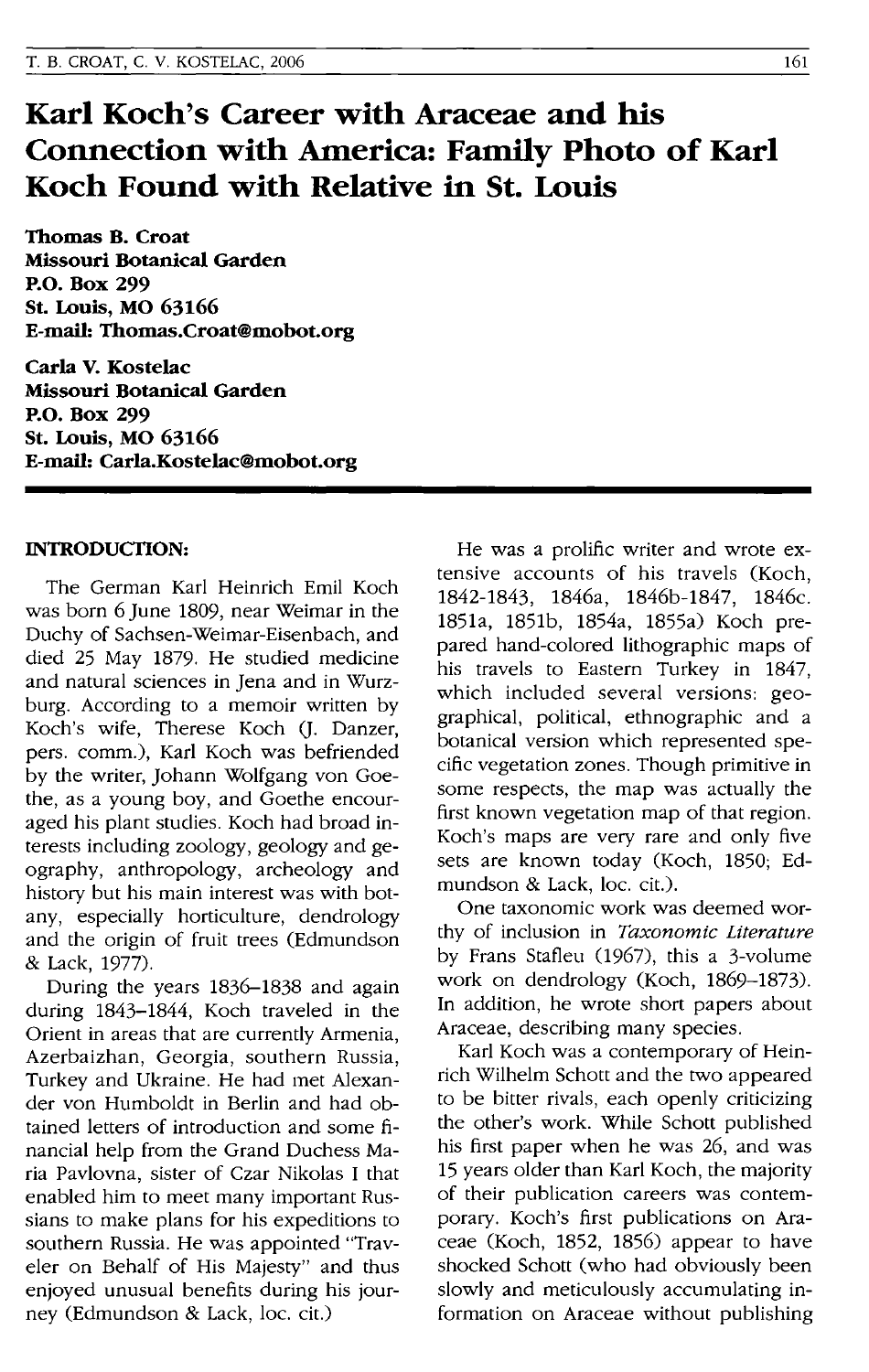# Karl Koch's Career with Araceae and his Connection with America: Family Photo of Karl Koch Found with Relative in St. Louis

**Thomas B. Croat**
**Missouri Botanical Garden**
**P.O. Box 299**
**St. Louis, MO 63166**
**E-mail: Thomas.Croat@mobot.org**

**Carla V. Kostelac**
**Missouri Botanical Garden**
**P.O. Box 299**
**St. Louis, MO 63166**
**E-mail: Carla.Kostelac@mobot.org**

## INTRODUCTION:

The German Karl Heinrich Emil Koch was born 6 June 1809, near Weimar in the Duchy of Sachsen-Weimar-Eisenbach, and died 25 May 1879. He studied medicine and natural sciences in Jena and in Wurzburg. According to a memoir written by Koch's wife, Therese Koch (J. Danzer, pers. comm.), Karl Koch was befriended by the writer, Johann Wolfgang von Goethe, as a young boy, and Goethe encouraged his plant studies. Koch had broad interests including zoology, geology and geography, anthropology, archeology and history but his main interest was with botany, especially horticulture, dendrology and the origin of fruit trees (Edmundson & Lack, 1977).

During the years 1836–1838 and again during 1843–1844, Koch traveled in the Orient in areas that are currently Armenia, Azerbaizhan, Georgia, southern Russia, Turkey and Ukraine. He had met Alexander von Humboldt in Berlin and had obtained letters of introduction and some financial help from the Grand Duchess Maria Pavlovna, sister of Czar Nikolas I that enabled him to meet many important Russians to make plans for his expeditions to southern Russia. He was appointed "Traveler on Behalf of His Majesty" and thus enjoyed unusual benefits during his journey (Edmundson & Lack, loc. cit.)

He was a prolific writer and wrote extensive accounts of his travels (Koch, 1842-1843, 1846a, 1846b-1847, 1846c. 1851a, 1851b, 1854a, 1855a) Koch prepared hand-colored lithographic maps of his travels to Eastern Turkey in 1847, which included several versions: geographical, political, ethnographic and a botanical version which represented specific vegetation zones. Though primitive in some respects, the map was actually the first known vegetation map of that region. Koch's maps are very rare and only five sets are known today (Koch, 1850; Edmundson & Lack, loc. cit.).

One taxonomic work was deemed worthy of inclusion in *Taxonomic Literature* by Frans Stafleu (1967), this a 3-volume work on dendrology (Koch, 1869–1873). In addition, he wrote short papers about Araceae, describing many species.

Karl Koch was a contemporary of Heinrich Wilhelm Schott and the two appeared to be bitter rivals, each openly criticizing the other's work. While Schott published his first paper when he was 26, and was 15 years older than Karl Koch, the majority of their publication careers was contemporary. Koch's first publications on Araceae (Koch, 1852, 1856) appear to have shocked Schott (who had obviously been slowly and meticulously accumulating information on Araceae without publishing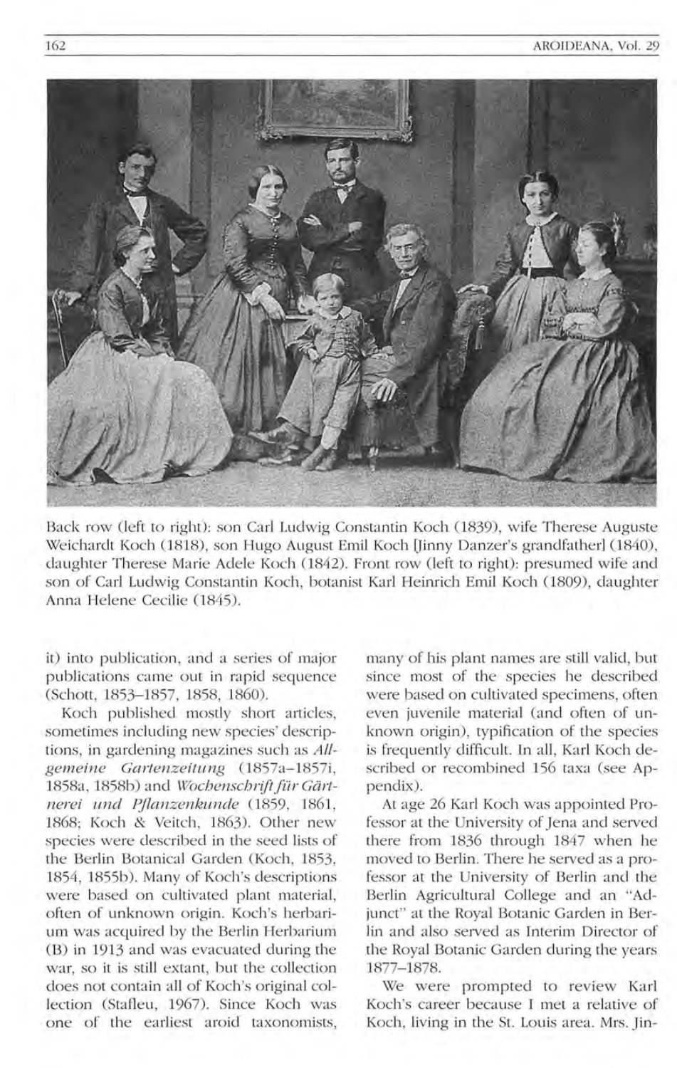Back row (left to right): son Carl Ludwig Constantin Koch (1839), wife Therese Auguste Weichardt Koch (1818), son Hugo August Emil Koch [Jinny Danzer's grandfather] (1840), daughter Therese Marie Adele Koch (1842). Front row (left to right): presumed wife and son of Carl Ludwig Constantin Koch, botanist Karl Heinrich Emil Koch (1809), daughter Anna Helene Cecilie (1845).

it) into publication, and a series of major publications came out in rapid sequence (Schott, 1853–1857, 1858, 1860).

Koch published mostly short articles, sometimes including new species' descriptions, in gardening magazines such as *Allgemeine Gartenzeitung* (1857a–1857i, 1858a, 1858b) and *Wochenschrift für Gärtnerei und Pflanzenkunde* (1859, 1861, 1868; Koch & Veitch, 1863). Other new species were described in the seed lists of the Berlin Botanical Garden (Koch, 1853, 1854, 1855b). Many of Koch's descriptions were based on cultivated plant material, often of unknown origin. Koch's herbarium was acquired by the Berlin Herbarium (B) in 1913 and was evacuated during the war, so it is still extant, but the collection does not contain all of Koch's original collection (Stafleu, 1967). Since Koch was one of the earliest aroid taxonomists, many of his plant names are still valid, but since most of the species he described were based on cultivated specimens, often even juvenile material (and often of unknown origin), typification of the species is frequently difficult. In all, Karl Koch described or recombined 156 taxa (see Appendix).

At age 26 Karl Koch was appointed Professor at the University of Jena and served there from 1836 through 1847 when he moved to Berlin. There he served as a professor at the University of Berlin and the Berlin Agricultural College and an "Adjunct" at the Royal Botanic Garden in Berlin and also served as Interim Director of the Royal Botanic Garden during the years 1877–1878.

We were prompted to review Karl Koch's career because I met a relative of Koch, living in the St. Louis area. Mrs. Jin-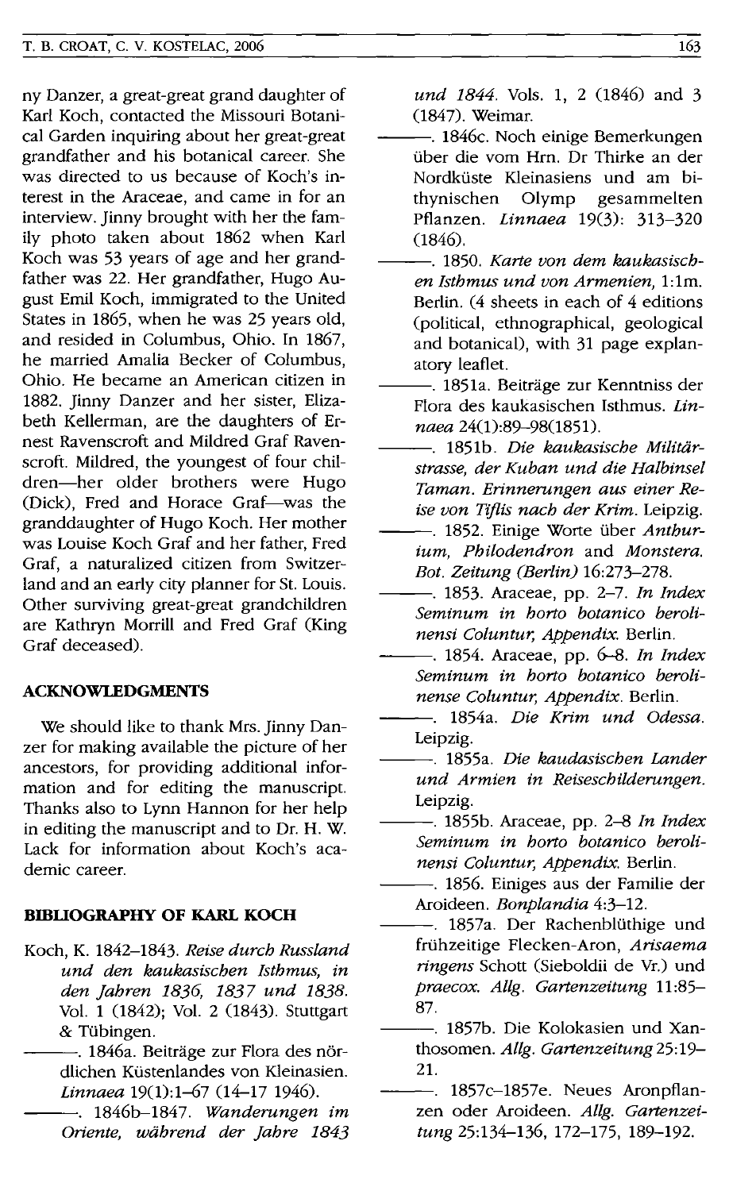ny Danzer, a great-great grand daughter of Karl Koch, contacted the Missouri Botanical Garden inquiring about her great-great grandfather and his botanical career. She was directed to us because of Koch's interest in the Araceae, and came in for an interview. Jinny brought with her the family photo taken about 1862 when Karl Koch was 53 years of age and her grandfather was 22. Her grandfather, Hugo August Emil Koch, immigrated to the United States in 1865, when he was 25 years old, and resided in Columbus, Ohio. In 1867, he married Amalia Becker of Columbus, Ohio. He became an American citizen in 1882. Jinny Danzer and her sister, Elizabeth Kellerman, are the daughters of Ernest Ravenscroft and Mildred Graf Ravenscroft. Mildred, the youngest of four children—her older brothers were Hugo (Dick), Fred and Horace Graf—was the granddaughter of Hugo Koch. Her mother was Louise Koch Graf and her father, Fred Graf, a naturalized citizen from Switzerland and an early city planner for St. Louis. Other surviving great-great grandchildren are Kathryn Morrill and Fred Graf (King Graf deceased).

## ACKNOWLEDGMENTS

We should like to thank Mrs. Jinny Danzer for making available the picture of her ancestors, for providing additional information and for editing the manuscript. Thanks also to Lynn Hannon for her help in editing the manuscript and to Dr. H. W. Lack for information about Koch's academic career.

## BIBLIOGRAPHY OF KARL KOCH

Koch, K. 1842–1843. *Reise durch Russland und den kaukasischen Isthmus, in den Jahren 1836, 1837 und 1838.* Vol. 1 (1842); Vol. 2 (1843). Stuttgart & Tübingen.

———. 1846a. Beiträge zur Flora des nördlichen Küstenlandes von Kleinasien. *Linnaea* 19(1):1–67 (14–17 1946).

———. 1846b–1847. *Wanderungen im Oriente, während der Jahre 1843 und 1844.* Vols. 1, 2 (1846) and 3 (1847). Weimar.

———. 1846c. Noch einige Bemerkungen über die vom Hrn. Dr Thirke an der Nordküste Kleinasiens und am bithynischen Olymp gesammelten Pflanzen. *Linnaea* 19(3): 313–320 (1846).

———. 1850. *Karte von dem kaukasischen Isthmus und von Armenien,* 1:1m. Berlin. (4 sheets in each of 4 editions (political, ethnographical, geological and botanical), with 31 page explanatory leaflet.

———. 1851a. Beiträge zur Kenntniss der Flora des kaukasischen Isthmus. *Linnaea* 24(1):89–98(1851).

———. 1851b. *Die kaukasische Militärstrasse, der Kuban und die Halbinsel Taman. Erinnerungen aus einer Reise von Tiflis nach der Krim.* Leipzig.

———. 1852. Einige Worte über *Anthurium, Philodendron* and *Monstera. Bot. Zeitung (Berlin)* 16:273–278.

———. 1853. Araceae, pp. 2–7. *In Index Seminum in horto botanico berolinensi Coluntur, Appendix.* Berlin.

———. 1854. Araceae, pp. 6–8. *In Index Seminum in horto botanico berolinense Coluntur, Appendix.* Berlin.

———. 1854a. *Die Krim und Odessa.* Leipzig.

———. 1855a. *Die kaudasischen Lander und Armien in Reiseschilderungen.* Leipzig.

———. 1855b. Araceae, pp. 2–8 *In Index Seminum in horto botanico berolinensi Coluntur, Appendix.* Berlin.

———. 1856. Einiges aus der Familie der Aroideen. *Bonplandia* 4:3–12.

———. 1857a. Der Rachenblüthige und frühzeitige Flecken-Aron, *Arisaema ringens* Schott (Sieboldii de Vr.) und *praecox. Allg. Gartenzeitung* 11:85–87.

———. 1857b. Die Kolokasien und Xanthosomen. *Allg. Gartenzeitung* 25:19–21.

———. 1857c–1857e. Neues Aronpflanzen oder Aroideen. *Allg. Gartenzeitung* 25:134–136, 172–175, 189–192.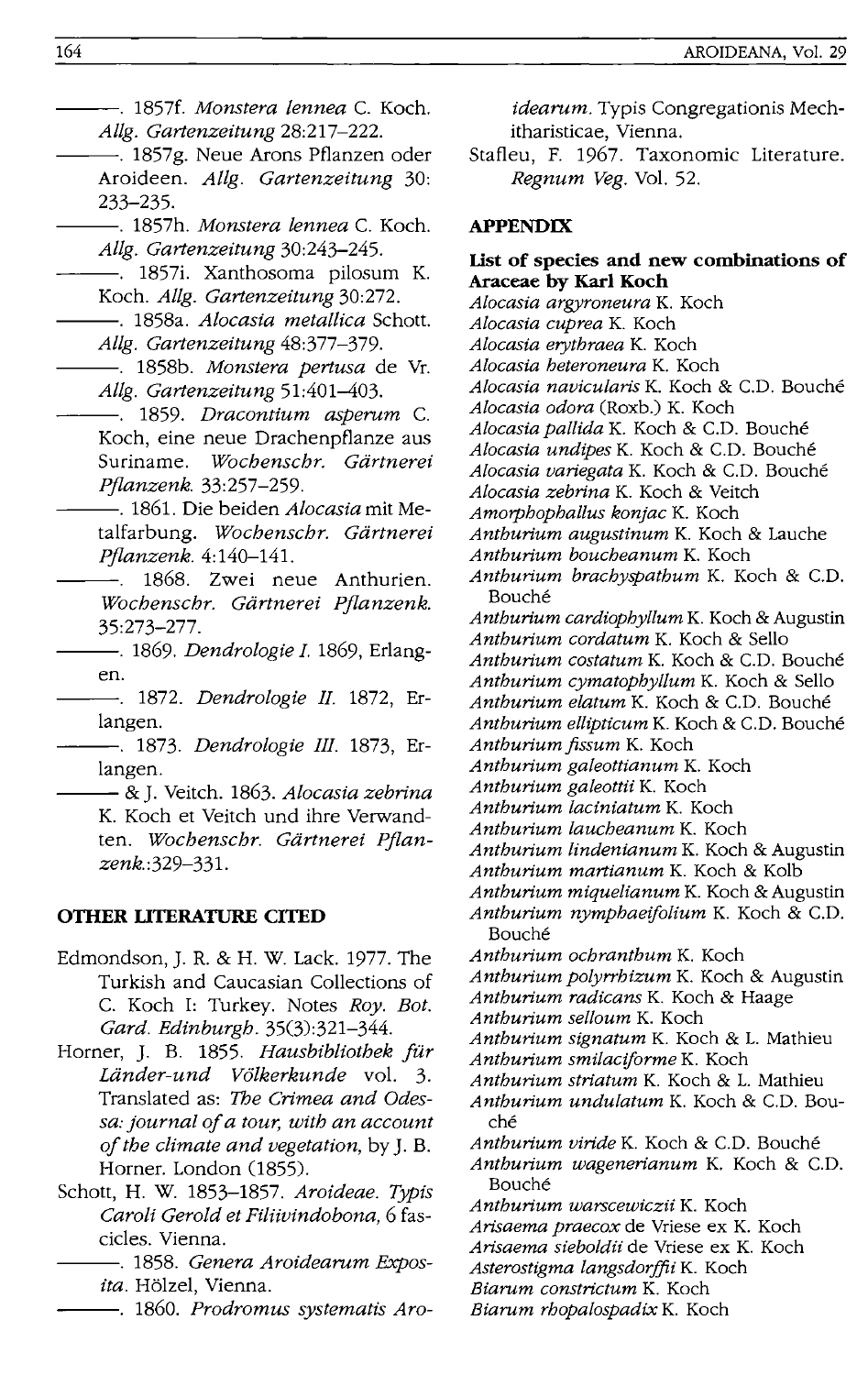———. 1857f. *Monstera lennea* C. Koch. *Allg. Gartenzeitung* 28:217–222.

———. 1857g. Neue Arons Pflanzen oder Aroideen. *Allg. Gartenzeitung* 30: 233–235.

———. 1857h. *Monstera lennea* C. Koch. *Allg. Gartenzeitung* 30:243–245.

———. 1857i. Xanthosoma pilosum K. Koch. *Allg. Gartenzeitung* 30:272.

———. 1858a. *Alocasia metallica* Schott. *Allg. Gartenzeitung* 48:377–379.

———. 1858b. *Monstera pertusa* de Vr. *Allg. Gartenzeitung* 51:401–403.

———. 1859. *Dracontium asperum* C. Koch, eine neue Drachenpflanze aus Suriname. *Wochenschr. Gärtnerei Pflanzenk.* 33:257–259.

———. 1861. Die beiden *Alocasia* mit Metalfarbung. *Wochenschr. Gärtnerei Pflanzenk.* 4:140–141.

———. 1868. Zwei neue Anthurien. *Wochenschr. Gärtnerei Pflanzenk.* 35:273–277.

———. 1869. *Dendrologie I.* 1869, Erlangen.

———. 1872. *Dendrologie II.* 1872, Erlangen.

———. 1873. *Dendrologie III.* 1873, Erlangen.

——— & J. Veitch. 1863. *Alocasia zebrina* K. Koch et Veitch und ihre Verwandten. *Wochenschr. Gärtnerei Pflanzenk.*:329–331.

## OTHER LITERATURE CITED

Edmondson, J. R. & H. W. Lack. 1977. The Turkish and Caucasian Collections of C. Koch I: Turkey. Notes *Roy. Bot. Gard. Edinburgh.* 35(3):321–344.

Horner, J. B. 1855. *Hausbibliothek für Länder-und Völkerkunde* vol. 3. Translated as: *The Crimea and Odessa: journal of a tour, with an account of the climate and vegetation*, by J. B. Horner. London (1855).

Schott, H. W. 1853–1857. *Aroideae. Typis Caroli Gerold et Filiivindobona*, 6 fascicles. Vienna.

———. 1858. *Genera Aroidearum Exposita.* Hölzel, Vienna.

———. 1860. *Prodromus systematis Aroidearum.* Typis Congregationis Mechitharisticae, Vienna.

Stafleu, F. 1967. Taxonomic Literature. *Regnum Veg.* Vol. 52.

## APPENDIX

### List of species and new combinations of Araceae by Karl Koch

*Alocasia argyroneura* K. Koch
*Alocasia cuprea* K. Koch
*Alocasia erythraea* K. Koch
*Alocasia heteroneura* K. Koch
*Alocasia navicularis* K. Koch & C.D. Bouché
*Alocasia odora* (Roxb.) K. Koch
*Alocasia pallida* K. Koch & C.D. Bouché
*Alocasia undipes* K. Koch & C.D. Bouché
*Alocasia variegata* K. Koch & C.D. Bouché
*Alocasia zebrina* K. Koch & Veitch
*Amorphophallus konjac* K. Koch
*Anthurium augustinum* K. Koch & Lauche
*Anthurium boucheanum* K. Koch
*Anthurium brachyspathum* K. Koch & C.D. Bouché
*Anthurium cardiophyllum* K. Koch & Augustin
*Anthurium cordatum* K. Koch & Sello
*Anthurium costatum* K. Koch & C.D. Bouché
*Anthurium cymatophyllum* K. Koch & Sello
*Anthurium elatum* K. Koch & C.D. Bouché
*Anthurium ellipticum* K. Koch & C.D. Bouché
*Anthurium fissum* K. Koch
*Anthurium galeottianum* K. Koch
*Anthurium galeottii* K. Koch
*Anthurium laciniatum* K. Koch
*Anthurium laucheanum* K. Koch
*Anthurium lindenianum* K. Koch & Augustin
*Anthurium martianum* K. Koch & Kolb
*Anthurium miquelianum* K. Koch & Augustin
*Anthurium nymphaeifolium* K. Koch & C.D. Bouché
*Anthurium ochranthum* K. Koch
*Anthurium polyrrhizum* K. Koch & Augustin
*Anthurium radicans* K. Koch & Haage
*Anthurium selloum* K. Koch
*Anthurium signatum* K. Koch & L. Mathieu
*Anthurium smilaciforme* K. Koch
*Anthurium striatum* K. Koch & L. Mathieu
*Anthurium undulatum* K. Koch & C.D. Bouché
*Anthurium viride* K. Koch & C.D. Bouché
*Anthurium wagenerianum* K. Koch & C.D. Bouché
*Anthurium warscewiczii* K. Koch
*Arisaema praecox* de Vriese ex K. Koch
*Arisaema sieboldii* de Vriese ex K. Koch
*Asterostigma langsdorffii* K. Koch
*Biarum constrictum* K. Koch
*Biarum rhopalospadix* K. Koch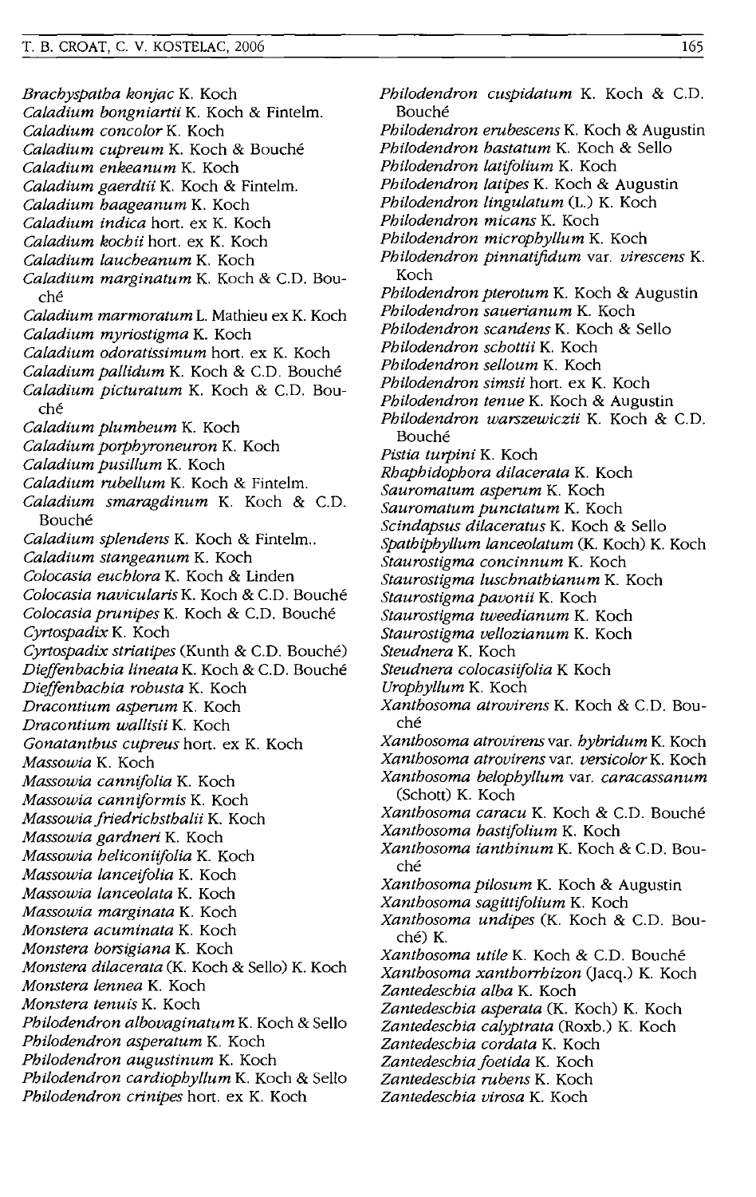*Brachyspatha konjac* K. Koch
*Caladium bongniartii* K. Koch & Fintelm.
*Caladium concolor* K. Koch
*Caladium cupreum* K. Koch & Bouché
*Caladium enkeanum* K. Koch
*Caladium gaerdtii* K. Koch & Fintelm.
*Caladium haageanum* K. Koch
*Caladium indica* hort. ex K. Koch
*Caladium kochii* hort. ex K. Koch
*Caladium laucheanum* K. Koch
*Caladium marginatum* K. Koch & C.D. Bouché
*Caladium marmoratum* L. Mathieu ex K. Koch
*Caladium myriostigma* K. Koch
*Caladium odoratissimum* hort. ex K. Koch
*Caladium pallidum* K. Koch & C.D. Bouché
*Caladium picturatum* K. Koch & C.D. Bouché
*Caladium plumbeum* K. Koch
*Caladium porphyroneuron* K. Koch
*Caladium pusillum* K. Koch
*Caladium rubellum* K. Koch & Fintelm.
*Caladium smaragdinum* K. Koch & C.D. Bouché
*Caladium splendens* K. Koch & Fintelm..
*Caladium stangeanum* K. Koch
*Colocasia euchlora* K. Koch & Linden
*Colocasia navicularis* K. Koch & C.D. Bouché
*Colocasia prunipes* K. Koch & C.D. Bouché
*Cyrtospadix* K. Koch
*Cyrtospadix striatipes* (Kunth & C.D. Bouché)
*Dieffenbachia lineata* K. Koch & C.D. Bouché
*Dieffenbachia robusta* K. Koch
*Dracontium asperum* K. Koch
*Dracontium wallisii* K. Koch
*Gonatanthus cupreus* hort. ex K. Koch
*Massowia* K. Koch
*Massowia cannifolia* K. Koch
*Massowia canniformis* K. Koch
*Massowia friedrichsthalii* K. Koch
*Massowia gardneri* K. Koch
*Massowia heliconiifolia* K. Koch
*Massowia lanceifolia* K. Koch
*Massowia lanceolata* K. Koch
*Massowia marginata* K. Koch
*Monstera acuminata* K. Koch
*Monstera borsigiana* K. Koch
*Monstera dilacerata* (K. Koch & Sello) K. Koch
*Monstera lennea* K. Koch
*Monstera tenuis* K. Koch
*Philodendron albovaginatum* K. Koch & Sello
*Philodendron asperatum* K. Koch
*Philodendron augustinum* K. Koch
*Philodendron cardiophyllum* K. Koch & Sello
*Philodendron crinipes* hort. ex K. Koch
*Philodendron cuspidatum* K. Koch & C.D. Bouché
*Philodendron erubescens* K. Koch & Augustin
*Philodendron hastatum* K. Koch & Sello
*Philodendron latifolium* K. Koch
*Philodendron latipes* K. Koch & Augustin
*Philodendron lingulatum* (L.) K. Koch
*Philodendron micans* K. Koch
*Philodendron microphyllum* K. Koch
*Philodendron pinnatifidum* var. *virescens* K. Koch
*Philodendron pterotum* K. Koch & Augustin
*Philodendron sauerianum* K. Koch
*Philodendron scandens* K. Koch & Sello
*Philodendron schottii* K. Koch
*Philodendron selloum* K. Koch
*Philodendron simsii* hort. ex K. Koch
*Philodendron tenue* K. Koch & Augustin
*Philodendron warszewiczii* K. Koch & C.D. Bouché
*Pistia turpini* K. Koch
*Rhaphidophora dilacerata* K. Koch
*Sauromatum asperum* K. Koch
*Sauromatum punctatum* K. Koch
*Scindapsus dilaceratus* K. Koch & Sello
*Spathiphyllum lanceolatum* (K. Koch) K. Koch
*Staurostigma concinnum* K. Koch
*Staurostigma luschnathianum* K. Koch
*Staurostigma pavonii* K. Koch
*Staurostigma tweedianum* K. Koch
*Staurostigma vellozianum* K. Koch
*Steudnera* K. Koch
*Steudnera colocasiifolia* K Koch
*Urophyllum* K. Koch
*Xanthosoma atrovirens* K. Koch & C.D. Bouché
*Xanthosoma atrovirens* var. *hybridum* K. Koch
*Xanthosoma atrovirens* var. *versicolor* K. Koch
*Xanthosoma belophyllum* var. *caracassanum* (Schott) K. Koch
*Xanthosoma caracu* K. Koch & C.D. Bouché
*Xanthosoma hastifolium* K. Koch
*Xanthosoma ianthinum* K. Koch & C.D. Bouché
*Xanthosoma pilosum* K. Koch & Augustin
*Xanthosoma sagittifolium* K. Koch
*Xanthosoma undipes* (K. Koch & C.D. Bouché) K.
*Xanthosoma utile* K. Koch & C.D. Bouché
*Xanthosoma xanthorrhizon* (Jacq.) K. Koch
*Zantedeschia alba* K. Koch
*Zantedeschia asperata* (K. Koch) K. Koch
*Zantedeschia calyptrata* (Roxb.) K. Koch
*Zantedeschia cordata* K. Koch
*Zantedeschia foetida* K. Koch
*Zantedeschia rubens* K. Koch
*Zantedeschia virosa* K. Koch